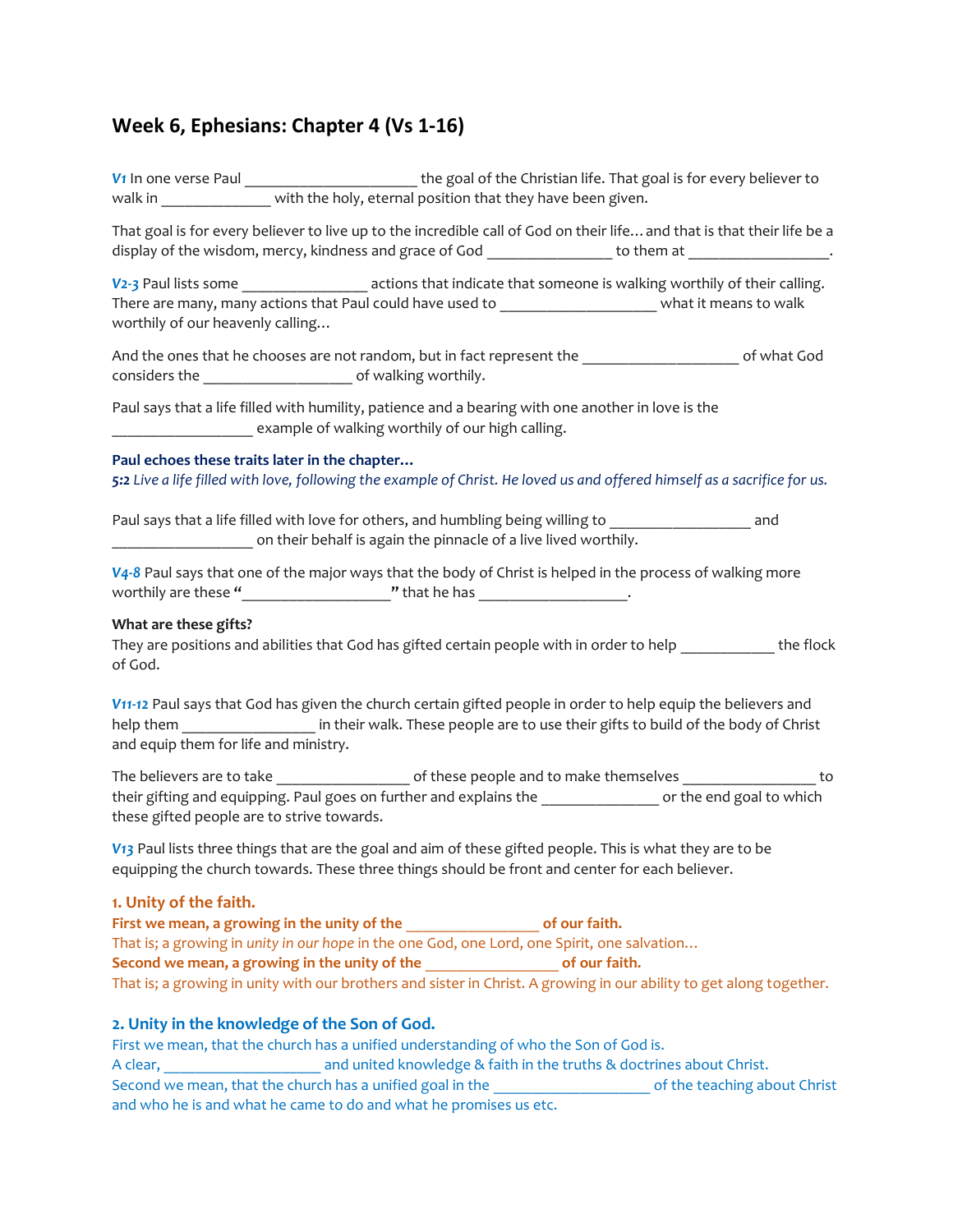# Week 6, Ephesians: Chapter 4 (Vs 1-16)

*V1* In one verse Paul _____________________ the goal of the Christian life. That goal is for every believer to walk in ______________ with the holy, eternal position that they have been given.

That goal is for every believer to live up to the incredible call of God on their life… and that is that their life be a display of the wisdom, mercy, kindness and grace of God ________________ to them at __________________.

*V2-3* Paul lists some ________________ actions that indicate that someone is walking worthily of their calling. There are many, many actions that Paul could have used to ____________________ what it means to walk worthily of our heavenly calling…

And the ones that he chooses are not random, but in fact represent the ____________________ of what God considers the ___________________ of walking worthily.

Paul says that a life filled with humility, patience and a bearing with one another in love is the __________________ example of walking worthily of our high calling.

**Paul echoes these traits later in the chapter…**
***5:2*** *Live a life filled with love, following the example of Christ. He loved us and offered himself as a sacrifice for us.*

Paul says that a life filled with love for others, and humbling being willing to __________________ and __________________ on their behalf is again the pinnacle of a live lived worthily.

*V4-8* Paul says that one of the major ways that the body of Christ is helped in the process of walking more worthily are these "___________________" that he has ___________________.

**What are these gifts?**
They are positions and abilities that God has gifted certain people with in order to help ____________ the flock of God.

*V11-12* Paul says that God has given the church certain gifted people in order to help equip the believers and help them _________________ in their walk. These people are to use their gifts to build of the body of Christ and equip them for life and ministry.

The believers are to take _________________ of these people and to make themselves _________________ to their gifting and equipping. Paul goes on further and explains the _______________ or the end goal to which these gifted people are to strive towards.

*V13* Paul lists three things that are the goal and aim of these gifted people. This is what they are to be equipping the church towards. These three things should be front and center for each believer.

### 1. Unity of the faith.

**First we mean, a growing in the unity of the _________________ of our faith.**
That is; a growing in *unity in our hope* in the one God, one Lord, one Spirit, one salvation…
**Second we mean, a growing in the unity of the _________________ of our faith.**
That is; a growing in unity with our brothers and sister in Christ. A growing in our ability to get along together.

### 2. Unity in the knowledge of the Son of God.

First we mean, that the church has a unified understanding of who the Son of God is.
A clear, ____________________ and united knowledge & faith in the truths & doctrines about Christ.
Second we mean, that the church has a unified goal in the ____________________ of the teaching about Christ and who he is and what he came to do and what he promises us etc.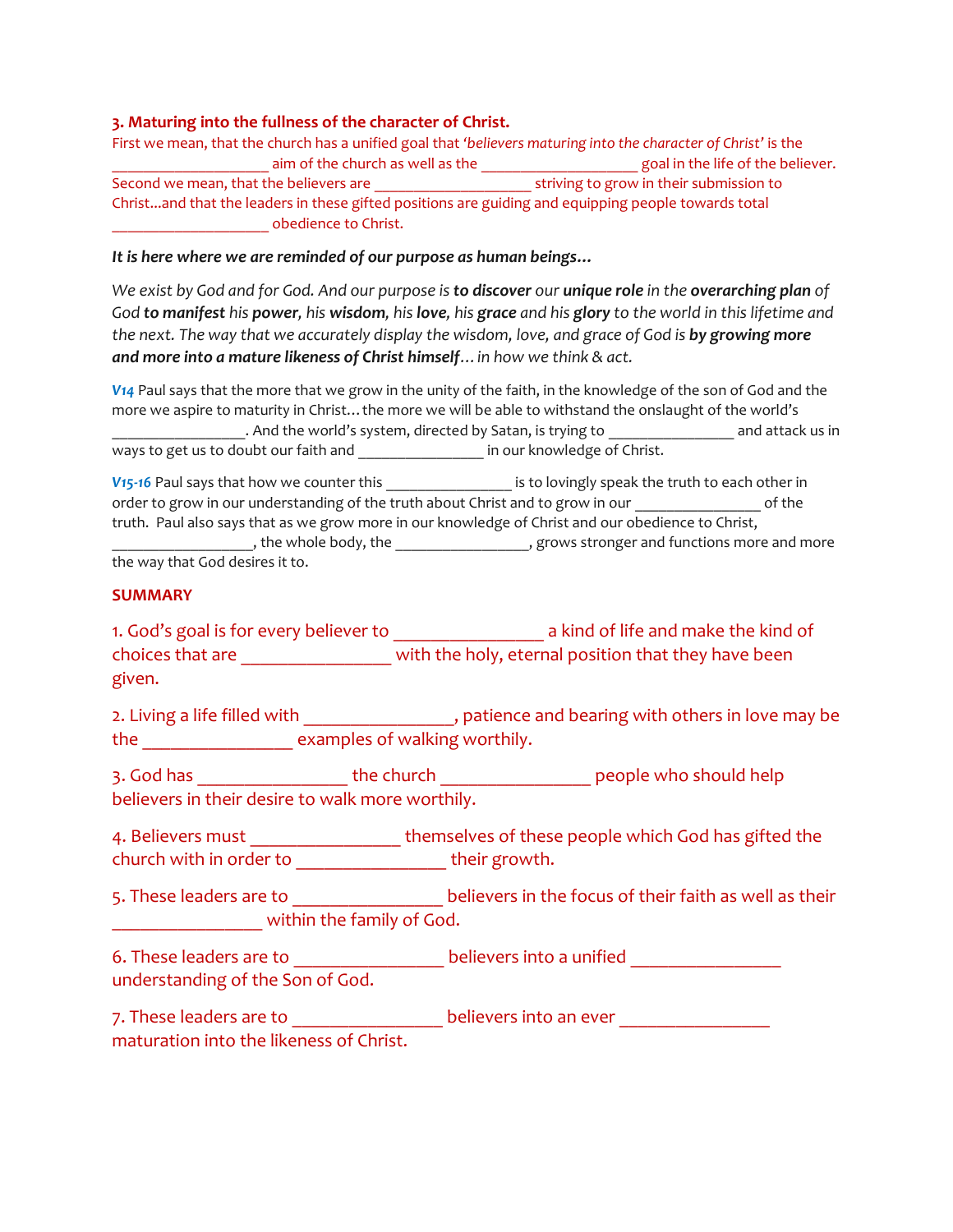**3. Maturing into the fullness of the character of Christ.**

First we mean, that the church has a unified goal that '*believers maturing into the character of Christ*' is the ____________________ aim of the church as well as the ____________________ goal in the life of the believer. Second we mean, that the believers are ____________________ striving to grow in their submission to Christ...and that the leaders in these gifted positions are guiding and equipping people towards total ____________________ obedience to Christ.

***It is here where we are reminded of our purpose as human beings…***

*We exist by God and for God. And our purpose is **to discover** our **unique role** in the **overarching plan** of God **to manifest** his **power**, his **wisdom**, his **love**, his **grace** and his **glory** to the world in this lifetime and the next. The way that we accurately display the wisdom, love, and grace of God is **by growing more and more into a mature likeness of Christ himself**… in how we think & act.*

***V14*** Paul says that the more that we grow in the unity of the faith, in the knowledge of the son of God and the more we aspire to maturity in Christ… the more we will be able to withstand the onslaught of the world's _________________. And the world's system, directed by Satan, is trying to ________________ and attack us in ways to get us to doubt our faith and ________________ in our knowledge of Christ.

***V15-16*** Paul says that how we counter this ________________ is to lovingly speak the truth to each other in order to grow in our understanding of the truth about Christ and to grow in our ________________ of the truth. Paul also says that as we grow more in our knowledge of Christ and our obedience to Christ, __________________, the whole body, the _________________, grows stronger and functions more and more the way that God desires it to.

**SUMMARY**

1. God's goal is for every believer to ________________ a kind of life and make the kind of choices that are ________________ with the holy, eternal position that they have been given.

2. Living a life filled with ________________, patience and bearing with others in love may be the ________________ examples of walking worthily.

3. God has ________________ the church ________________ people who should help believers in their desire to walk more worthily.

4. Believers must ________________ themselves of these people which God has gifted the church with in order to ________________ their growth.

5. These leaders are to ________________ believers in the focus of their faith as well as their ________________ within the family of God.

6. These leaders are to ________________ believers into a unified ________________ understanding of the Son of God.

7. These leaders are to ________________ believers into an ever ________________ maturation into the likeness of Christ.